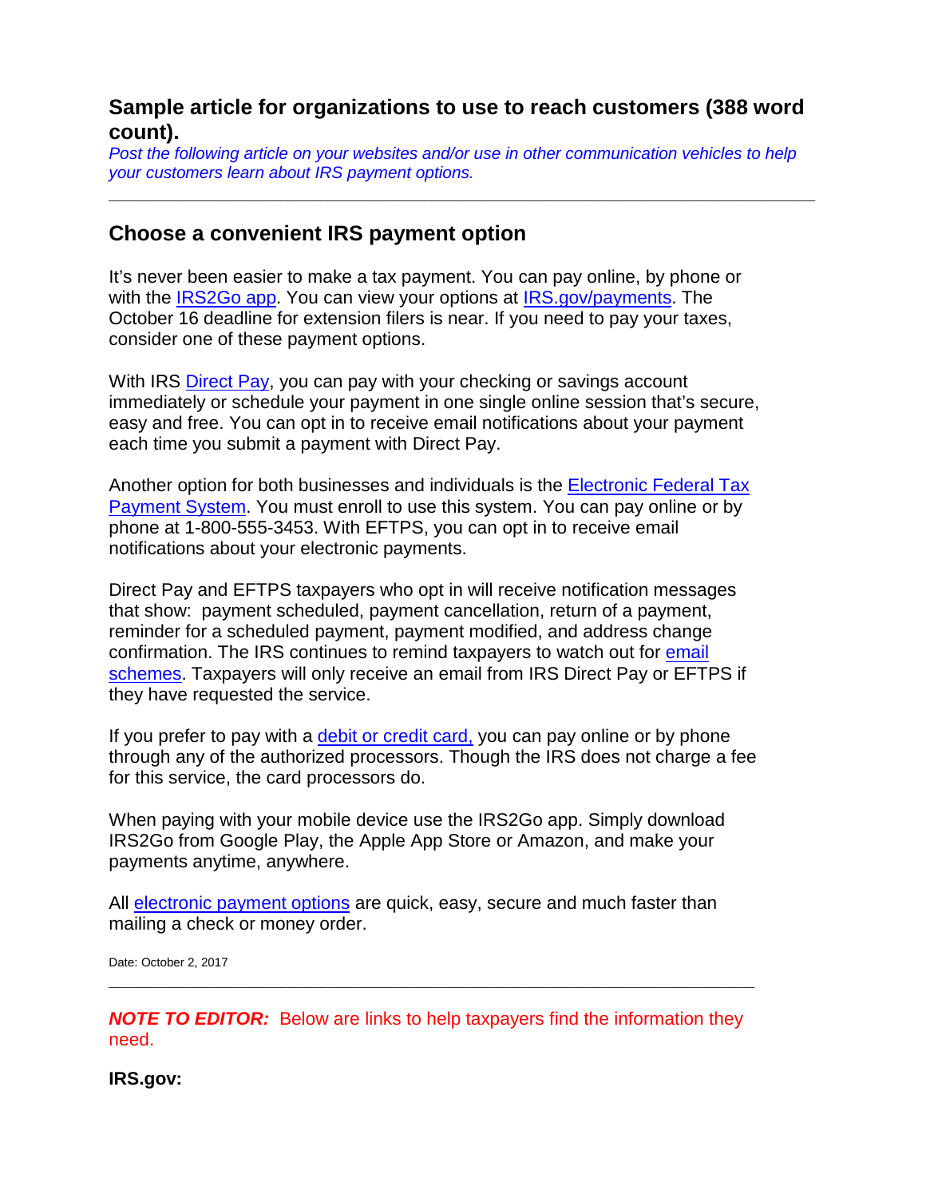## Sample article for organizations to use to reach customers (388 word count).

*Post the following article on your websites and/or use in other communication vehicles to help your customers learn about IRS payment options.*

---

## Choose a convenient IRS payment option

It's never been easier to make a tax payment. You can pay online, by phone or with the IRS2Go app. You can view your options at IRS.gov/payments. The October 16 deadline for extension filers is near. If you need to pay your taxes, consider one of these payment options.

With IRS Direct Pay, you can pay with your checking or savings account immediately or schedule your payment in one single online session that's secure, easy and free. You can opt in to receive email notifications about your payment each time you submit a payment with Direct Pay.

Another option for both businesses and individuals is the Electronic Federal Tax Payment System. You must enroll to use this system. You can pay online or by phone at 1-800-555-3453. With EFTPS, you can opt in to receive email notifications about your electronic payments.

Direct Pay and EFTPS taxpayers who opt in will receive notification messages that show: payment scheduled, payment cancellation, return of a payment, reminder for a scheduled payment, payment modified, and address change confirmation. The IRS continues to remind taxpayers to watch out for email schemes. Taxpayers will only receive an email from IRS Direct Pay or EFTPS if they have requested the service.

If you prefer to pay with a debit or credit card, you can pay online or by phone through any of the authorized processors. Though the IRS does not charge a fee for this service, the card processors do.

When paying with your mobile device use the IRS2Go app. Simply download IRS2Go from Google Play, the Apple App Store or Amazon, and make your payments anytime, anywhere.

All electronic payment options are quick, easy, secure and much faster than mailing a check or money order.

Date: October 2, 2017

---

***NOTE TO EDITOR:*** Below are links to help taxpayers find the information they need.

**IRS.gov:**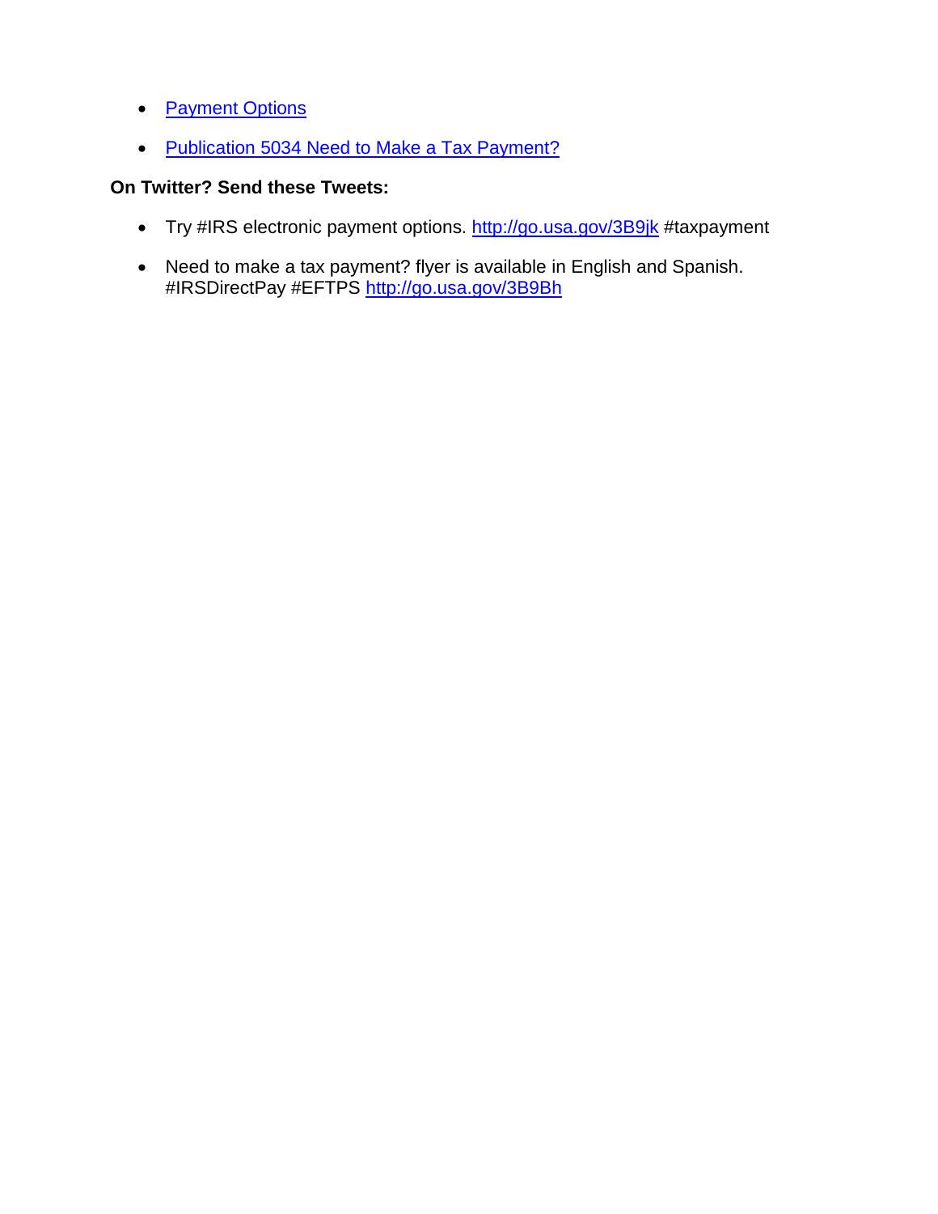- [Payment Options]
- [Publication 5034 Need to Make a Tax Payment?]

**On Twitter? Send these Tweets:**

- Try #IRS electronic payment options. http://go.usa.gov/3B9jk #taxpayment
- Need to make a tax payment? flyer is available in English and Spanish. #IRSDirectPay #EFTPS http://go.usa.gov/3B9Bh